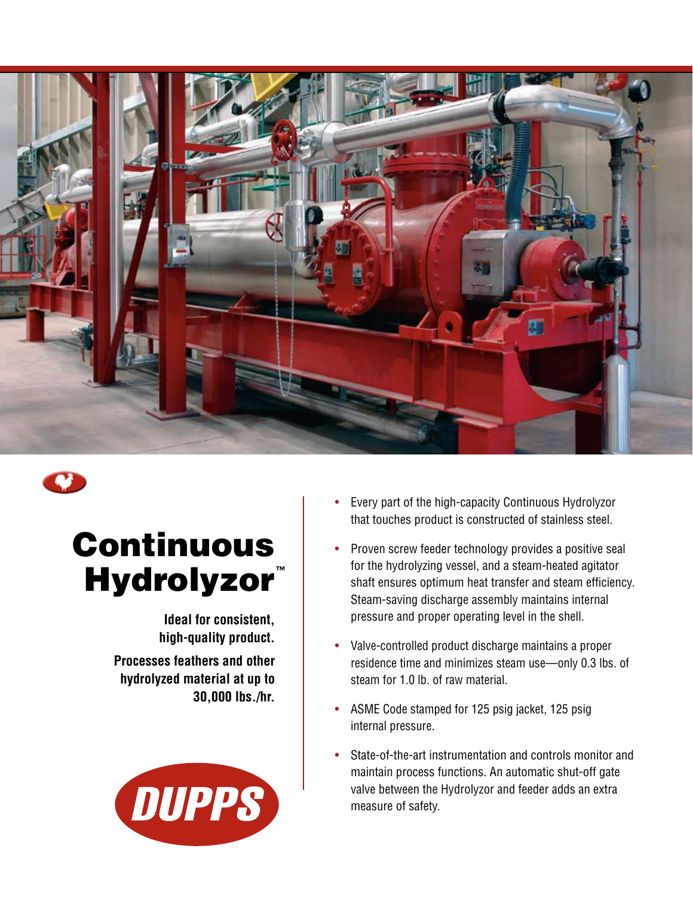# Continuous Hydrolyzor™

**Ideal for consistent, high-quality product.**

**Processes feathers and other hydrolyzed material at up to 30,000 lbs./hr.**

DUPPS

- Every part of the high-capacity Continuous Hydrolyzor that touches product is constructed of stainless steel.
- Proven screw feeder technology provides a positive seal for the hydrolyzing vessel, and a steam-heated agitator shaft ensures optimum heat transfer and steam efficiency. Steam-saving discharge assembly maintains internal pressure and proper operating level in the shell.
- Valve-controlled product discharge maintains a proper residence time and minimizes steam use—only 0.3 lbs. of steam for 1.0 lb. of raw material.
- ASME Code stamped for 125 psig jacket, 125 psig internal pressure.
- State-of-the-art instrumentation and controls monitor and maintain process functions. An automatic shut-off gate valve between the Hydrolyzor and feeder adds an extra measure of safety.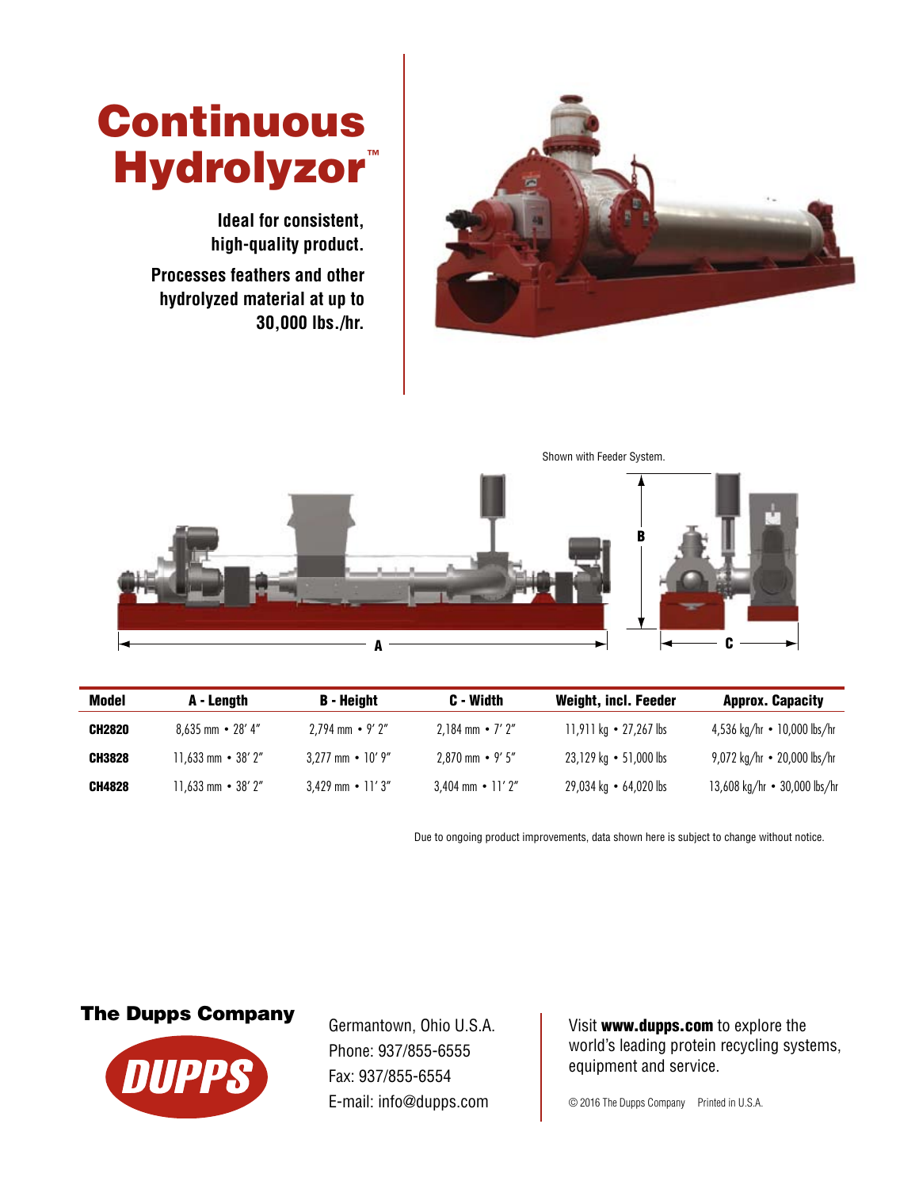# Continuous Hydrolyzor™

**Ideal for consistent, high-quality product.**

**Processes feathers and other hydrolyzed material at up to 30,000 lbs./hr.**

Shown with Feeder System.

A

B

C

| Model | A - Length | B - Height | C - Width | Weight, incl. Feeder | Approx. Capacity |
|---|---|---|---|---|---|
| **CH2820** | 8,635 mm • 28′ 4″ | 2,794 mm • 9′ 2″ | 2,184 mm • 7′ 2″ | 11,911 kg • 27,267 lbs | 4,536 kg/hr • 10,000 lbs/hr |
| **CH3828** | 11,633 mm • 38′ 2″ | 3,277 mm • 10′ 9″ | 2,870 mm • 9′ 5″ | 23,129 kg • 51,000 lbs | 9,072 kg/hr • 20,000 lbs/hr |
| **CH4828** | 11,633 mm • 38′ 2″ | 3,429 mm • 11′ 3″ | 3,404 mm • 11′ 2″ | 29,034 kg • 64,020 lbs | 13,608 kg/hr • 30,000 lbs/hr |

Due to ongoing product improvements, data shown here is subject to change without notice.

**The Dupps Company**

DUPPS

Germantown, Ohio U.S.A.
Phone: 937/855-6555
Fax: 937/855-6554
E-mail: info@dupps.com

Visit **www.dupps.com** to explore the world's leading protein recycling systems, equipment and service.

© 2016 The Dupps Company Printed in U.S.A.